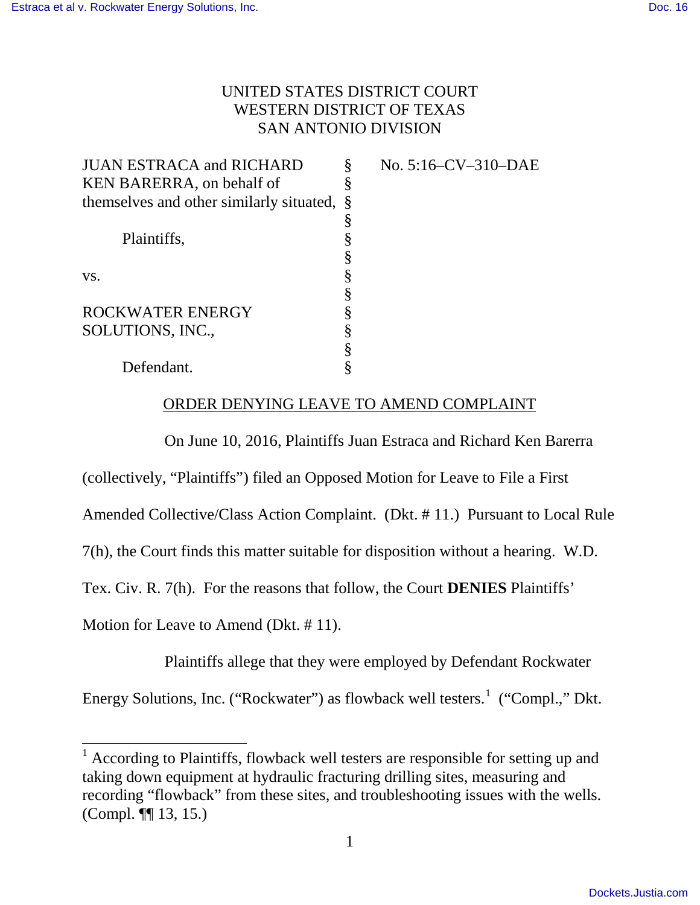UNITED STATES DISTRICT COURT
WESTERN DISTRICT OF TEXAS
SAN ANTONIO DIVISION

| | | |
|---|---|---|
| JUAN ESTRACA and RICHARD KEN BARERRA, on behalf of themselves and other similarly situated, | § | No. 5:16–CV–310–DAE |
| | § | |
| Plaintiffs, | § | |
| | § | |
| vs. | § | |
| | § | |
| ROCKWATER ENERGY SOLUTIONS, INC., | § | |
| | § | |
| Defendant. | § | |

## ORDER DENYING LEAVE TO AMEND COMPLAINT

On June 10, 2016, Plaintiffs Juan Estraca and Richard Ken Barerra (collectively, "Plaintiffs") filed an Opposed Motion for Leave to File a First Amended Collective/Class Action Complaint. (Dkt. # 11.) Pursuant to Local Rule 7(h), the Court finds this matter suitable for disposition without a hearing. W.D. Tex. Civ. R. 7(h). For the reasons that follow, the Court **DENIES** Plaintiffs' Motion for Leave to Amend (Dkt. # 11).

Plaintiffs allege that they were employed by Defendant Rockwater Energy Solutions, Inc. ("Rockwater") as flowback well testers.[1] ("Compl.," Dkt.

[1] According to Plaintiffs, flowback well testers are responsible for setting up and taking down equipment at hydraulic fracturing drilling sites, measuring and recording "flowback" from these sites, and troubleshooting issues with the wells. (Compl. ¶¶ 13, 15.)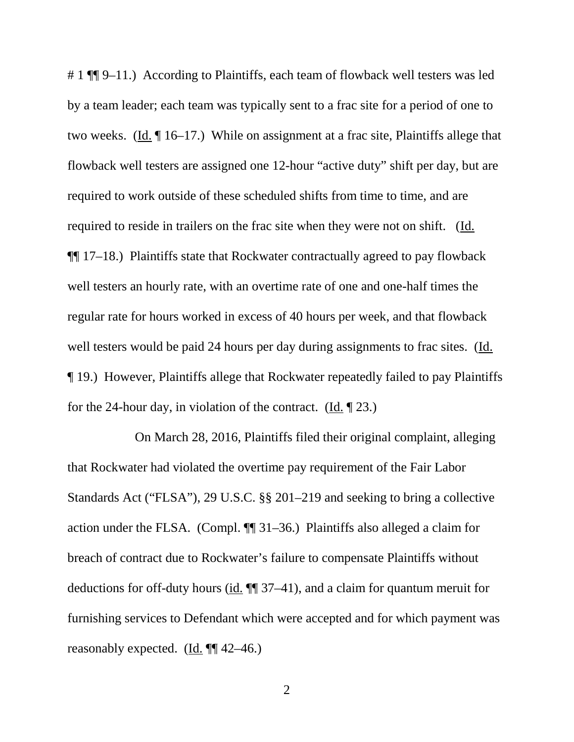# 1 ¶¶ 9–11.) According to Plaintiffs, each team of flowback well testers was led by a team leader; each team was typically sent to a frac site for a period of one to two weeks. (Id. ¶ 16–17.) While on assignment at a frac site, Plaintiffs allege that flowback well testers are assigned one 12-hour "active duty" shift per day, but are required to work outside of these scheduled shifts from time to time, and are required to reside in trailers on the frac site when they were not on shift. (Id. ¶¶ 17–18.) Plaintiffs state that Rockwater contractually agreed to pay flowback well testers an hourly rate, with an overtime rate of one and one-half times the regular rate for hours worked in excess of 40 hours per week, and that flowback well testers would be paid 24 hours per day during assignments to frac sites. (Id. ¶ 19.) However, Plaintiffs allege that Rockwater repeatedly failed to pay Plaintiffs for the 24-hour day, in violation of the contract. (Id. ¶ 23.)

On March 28, 2016, Plaintiffs filed their original complaint, alleging that Rockwater had violated the overtime pay requirement of the Fair Labor Standards Act ("FLSA"), 29 U.S.C. §§ 201–219 and seeking to bring a collective action under the FLSA. (Compl. ¶¶ 31–36.) Plaintiffs also alleged a claim for breach of contract due to Rockwater's failure to compensate Plaintiffs without deductions for off-duty hours (id. ¶¶ 37–41), and a claim for quantum meruit for furnishing services to Defendant which were accepted and for which payment was reasonably expected. (Id. ¶¶ 42–46.)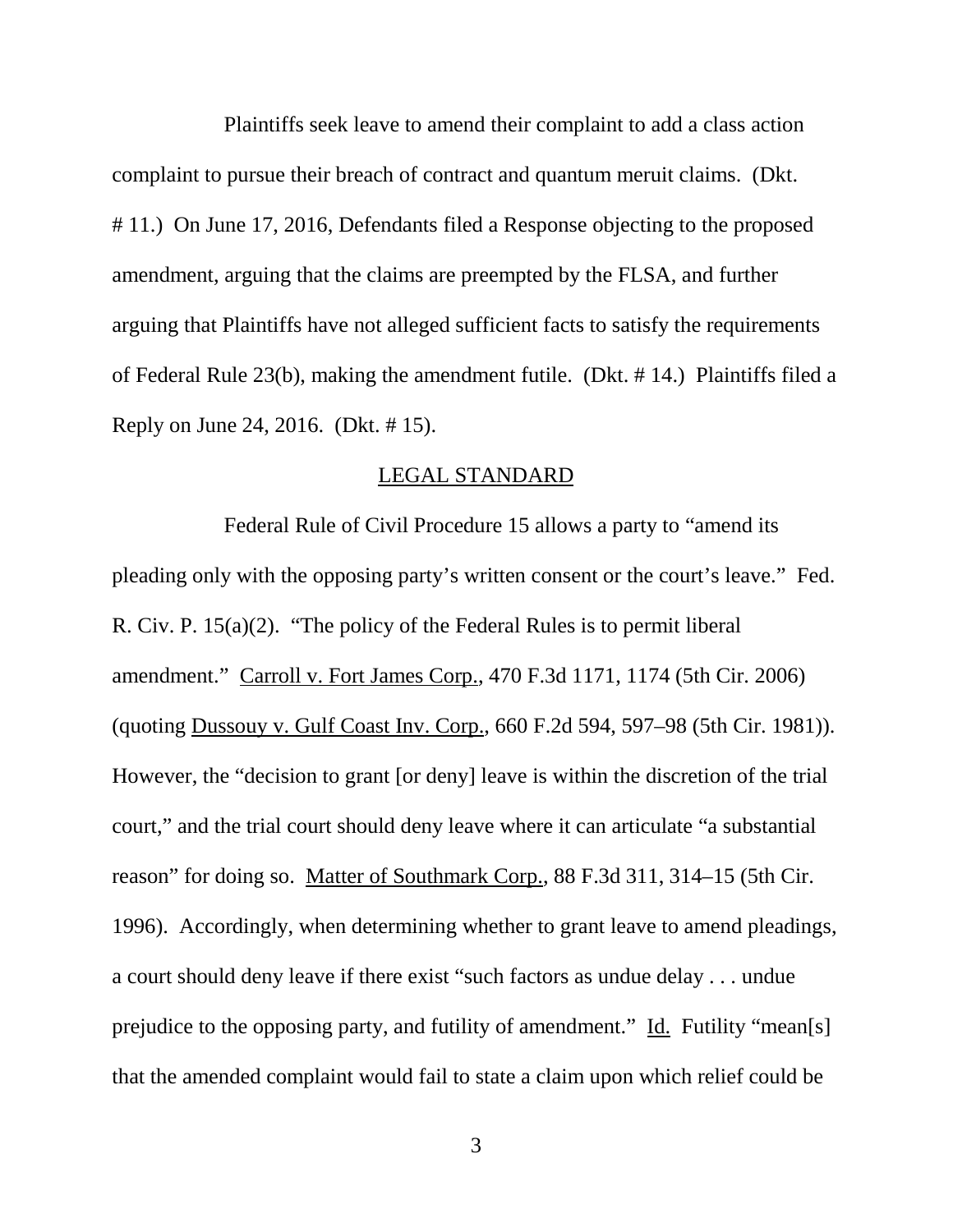Plaintiffs seek leave to amend their complaint to add a class action complaint to pursue their breach of contract and quantum meruit claims. (Dkt. # 11.) On June 17, 2016, Defendants filed a Response objecting to the proposed amendment, arguing that the claims are preempted by the FLSA, and further arguing that Plaintiffs have not alleged sufficient facts to satisfy the requirements of Federal Rule 23(b), making the amendment futile. (Dkt. # 14.) Plaintiffs filed a Reply on June 24, 2016. (Dkt. # 15).

## LEGAL STANDARD

Federal Rule of Civil Procedure 15 allows a party to "amend its pleading only with the opposing party's written consent or the court's leave." Fed. R. Civ. P. 15(a)(2). "The policy of the Federal Rules is to permit liberal amendment." Carroll v. Fort James Corp., 470 F.3d 1171, 1174 (5th Cir. 2006) (quoting Dussouy v. Gulf Coast Inv. Corp., 660 F.2d 594, 597–98 (5th Cir. 1981)). However, the "decision to grant [or deny] leave is within the discretion of the trial court," and the trial court should deny leave where it can articulate "a substantial reason" for doing so. Matter of Southmark Corp., 88 F.3d 311, 314–15 (5th Cir. 1996). Accordingly, when determining whether to grant leave to amend pleadings, a court should deny leave if there exist "such factors as undue delay . . . undue prejudice to the opposing party, and futility of amendment." Id. Futility "mean[s] that the amended complaint would fail to state a claim upon which relief could be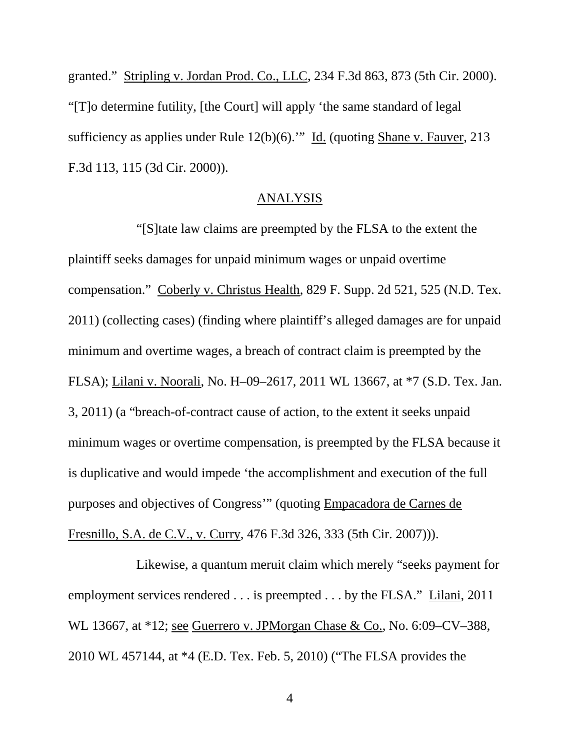granted." Stripling v. Jordan Prod. Co., LLC, 234 F.3d 863, 873 (5th Cir. 2000). "[T]o determine futility, [the Court] will apply 'the same standard of legal sufficiency as applies under Rule 12(b)(6).'" Id. (quoting Shane v. Fauver, 213 F.3d 113, 115 (3d Cir. 2000)).

## ANALYSIS

"[S]tate law claims are preempted by the FLSA to the extent the plaintiff seeks damages for unpaid minimum wages or unpaid overtime compensation." Coberly v. Christus Health, 829 F. Supp. 2d 521, 525 (N.D. Tex. 2011) (collecting cases) (finding where plaintiff's alleged damages are for unpaid minimum and overtime wages, a breach of contract claim is preempted by the FLSA); Lilani v. Noorali, No. H–09–2617, 2011 WL 13667, at *7 (S.D. Tex. Jan. 3, 2011) (a "breach-of-contract cause of action, to the extent it seeks unpaid minimum wages or overtime compensation, is preempted by the FLSA because it is duplicative and would impede 'the accomplishment and execution of the full purposes and objectives of Congress'" (quoting Empacadora de Carnes de Fresnillo, S.A. de C.V., v. Curry, 476 F.3d 326, 333 (5th Cir. 2007))).

Likewise, a quantum meruit claim which merely "seeks payment for employment services rendered . . . is preempted . . . by the FLSA." Lilani, 2011 WL 13667, at *12; see Guerrero v. JPMorgan Chase & Co., No. 6:09–CV–388, 2010 WL 457144, at *4 (E.D. Tex. Feb. 5, 2010) ("The FLSA provides the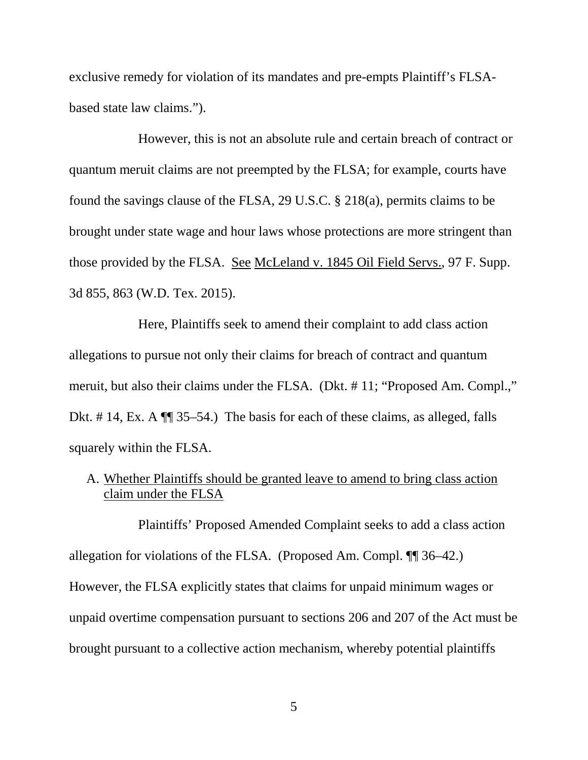exclusive remedy for violation of its mandates and pre-empts Plaintiff's FLSA-based state law claims.").

However, this is not an absolute rule and certain breach of contract or quantum meruit claims are not preempted by the FLSA; for example, courts have found the savings clause of the FLSA, 29 U.S.C. § 218(a), permits claims to be brought under state wage and hour laws whose protections are more stringent than those provided by the FLSA. See McLeland v. 1845 Oil Field Servs., 97 F. Supp. 3d 855, 863 (W.D. Tex. 2015).

Here, Plaintiffs seek to amend their complaint to add class action allegations to pursue not only their claims for breach of contract and quantum meruit, but also their claims under the FLSA. (Dkt. # 11; "Proposed Am. Compl.," Dkt. # 14, Ex. A ¶¶ 35–54.) The basis for each of these claims, as alleged, falls squarely within the FLSA.

A. Whether Plaintiffs should be granted leave to amend to bring class action claim under the FLSA

Plaintiffs' Proposed Amended Complaint seeks to add a class action allegation for violations of the FLSA. (Proposed Am. Compl. ¶¶ 36–42.) However, the FLSA explicitly states that claims for unpaid minimum wages or unpaid overtime compensation pursuant to sections 206 and 207 of the Act must be brought pursuant to a collective action mechanism, whereby potential plaintiffs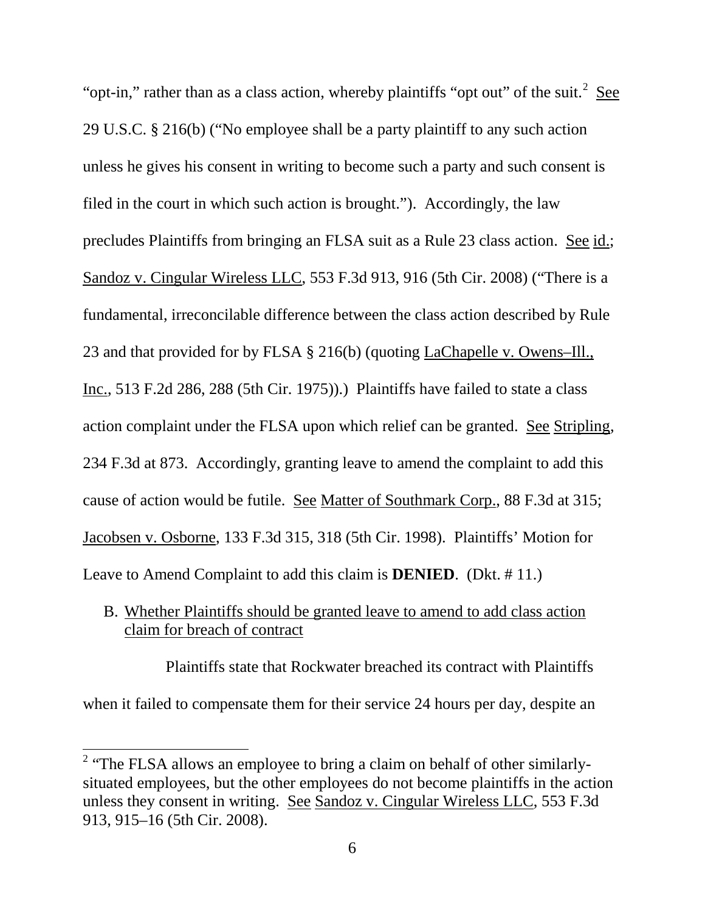"opt-in," rather than as a class action, whereby plaintiffs "opt out" of the suit.[2] See 29 U.S.C. § 216(b) ("No employee shall be a party plaintiff to any such action unless he gives his consent in writing to become such a party and such consent is filed in the court in which such action is brought."). Accordingly, the law precludes Plaintiffs from bringing an FLSA suit as a Rule 23 class action. See id.; Sandoz v. Cingular Wireless LLC, 553 F.3d 913, 916 (5th Cir. 2008) ("There is a fundamental, irreconcilable difference between the class action described by Rule 23 and that provided for by FLSA § 216(b) (quoting LaChapelle v. Owens–Ill., Inc., 513 F.2d 286, 288 (5th Cir. 1975)).) Plaintiffs have failed to state a class action complaint under the FLSA upon which relief can be granted. See Stripling, 234 F.3d at 873. Accordingly, granting leave to amend the complaint to add this cause of action would be futile. See Matter of Southmark Corp., 88 F.3d at 315; Jacobsen v. Osborne, 133 F.3d 315, 318 (5th Cir. 1998). Plaintiffs' Motion for Leave to Amend Complaint to add this claim is **DENIED**. (Dkt. # 11.)

B. Whether Plaintiffs should be granted leave to amend to add class action claim for breach of contract

Plaintiffs state that Rockwater breached its contract with Plaintiffs when it failed to compensate them for their service 24 hours per day, despite an

[2] "The FLSA allows an employee to bring a claim on behalf of other similarly-situated employees, but the other employees do not become plaintiffs in the action unless they consent in writing. See Sandoz v. Cingular Wireless LLC, 553 F.3d 913, 915–16 (5th Cir. 2008).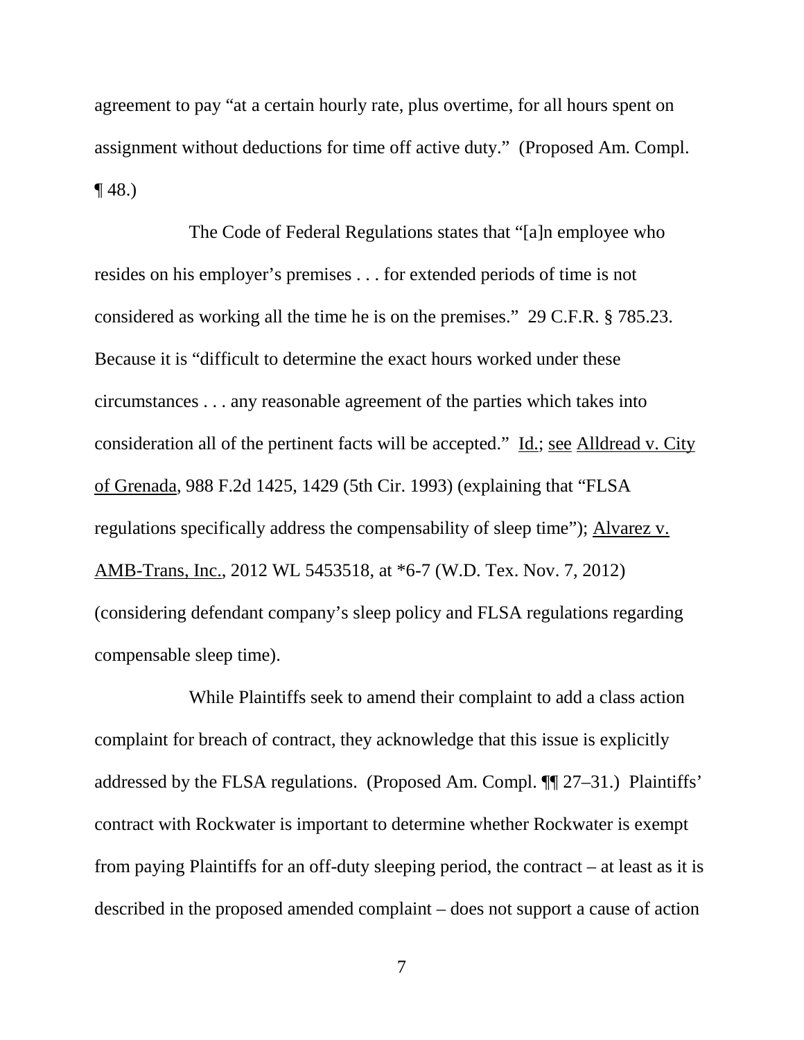agreement to pay "at a certain hourly rate, plus overtime, for all hours spent on assignment without deductions for time off active duty." (Proposed Am. Compl. ¶ 48.)

The Code of Federal Regulations states that "[a]n employee who resides on his employer's premises . . . for extended periods of time is not considered as working all the time he is on the premises." 29 C.F.R. § 785.23. Because it is "difficult to determine the exact hours worked under these circumstances . . . any reasonable agreement of the parties which takes into consideration all of the pertinent facts will be accepted." Id.; see Alldread v. City of Grenada, 988 F.2d 1425, 1429 (5th Cir. 1993) (explaining that "FLSA regulations specifically address the compensability of sleep time"); Alvarez v. AMB-Trans, Inc., 2012 WL 5453518, at *6-7 (W.D. Tex. Nov. 7, 2012) (considering defendant company's sleep policy and FLSA regulations regarding compensable sleep time).

While Plaintiffs seek to amend their complaint to add a class action complaint for breach of contract, they acknowledge that this issue is explicitly addressed by the FLSA regulations. (Proposed Am. Compl. ¶¶ 27–31.) Plaintiffs' contract with Rockwater is important to determine whether Rockwater is exempt from paying Plaintiffs for an off-duty sleeping period, the contract – at least as it is described in the proposed amended complaint – does not support a cause of action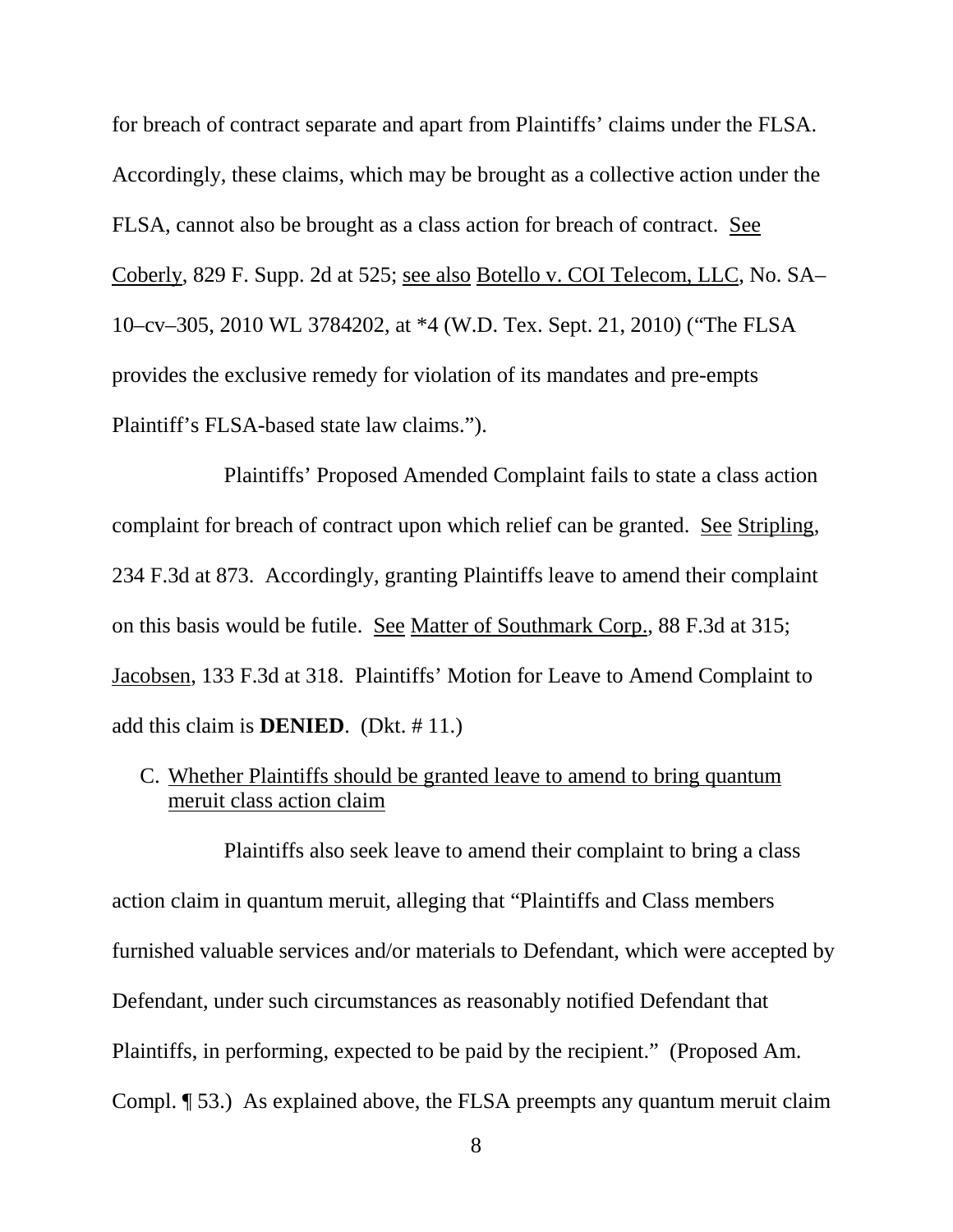for breach of contract separate and apart from Plaintiffs' claims under the FLSA. Accordingly, these claims, which may be brought as a collective action under the FLSA, cannot also be brought as a class action for breach of contract. See Coberly, 829 F. Supp. 2d at 525; see also Botello v. COI Telecom, LLC, No. SA–10–cv–305, 2010 WL 3784202, at *4 (W.D. Tex. Sept. 21, 2010) ("The FLSA provides the exclusive remedy for violation of its mandates and pre-empts Plaintiff's FLSA-based state law claims.").

Plaintiffs' Proposed Amended Complaint fails to state a class action complaint for breach of contract upon which relief can be granted. See Stripling, 234 F.3d at 873. Accordingly, granting Plaintiffs leave to amend their complaint on this basis would be futile. See Matter of Southmark Corp., 88 F.3d at 315; Jacobsen, 133 F.3d at 318. Plaintiffs' Motion for Leave to Amend Complaint to add this claim is **DENIED**. (Dkt. # 11.)

C. Whether Plaintiffs should be granted leave to amend to bring quantum meruit class action claim

Plaintiffs also seek leave to amend their complaint to bring a class action claim in quantum meruit, alleging that "Plaintiffs and Class members furnished valuable services and/or materials to Defendant, which were accepted by Defendant, under such circumstances as reasonably notified Defendant that Plaintiffs, in performing, expected to be paid by the recipient." (Proposed Am. Compl. ¶ 53.) As explained above, the FLSA preempts any quantum meruit claim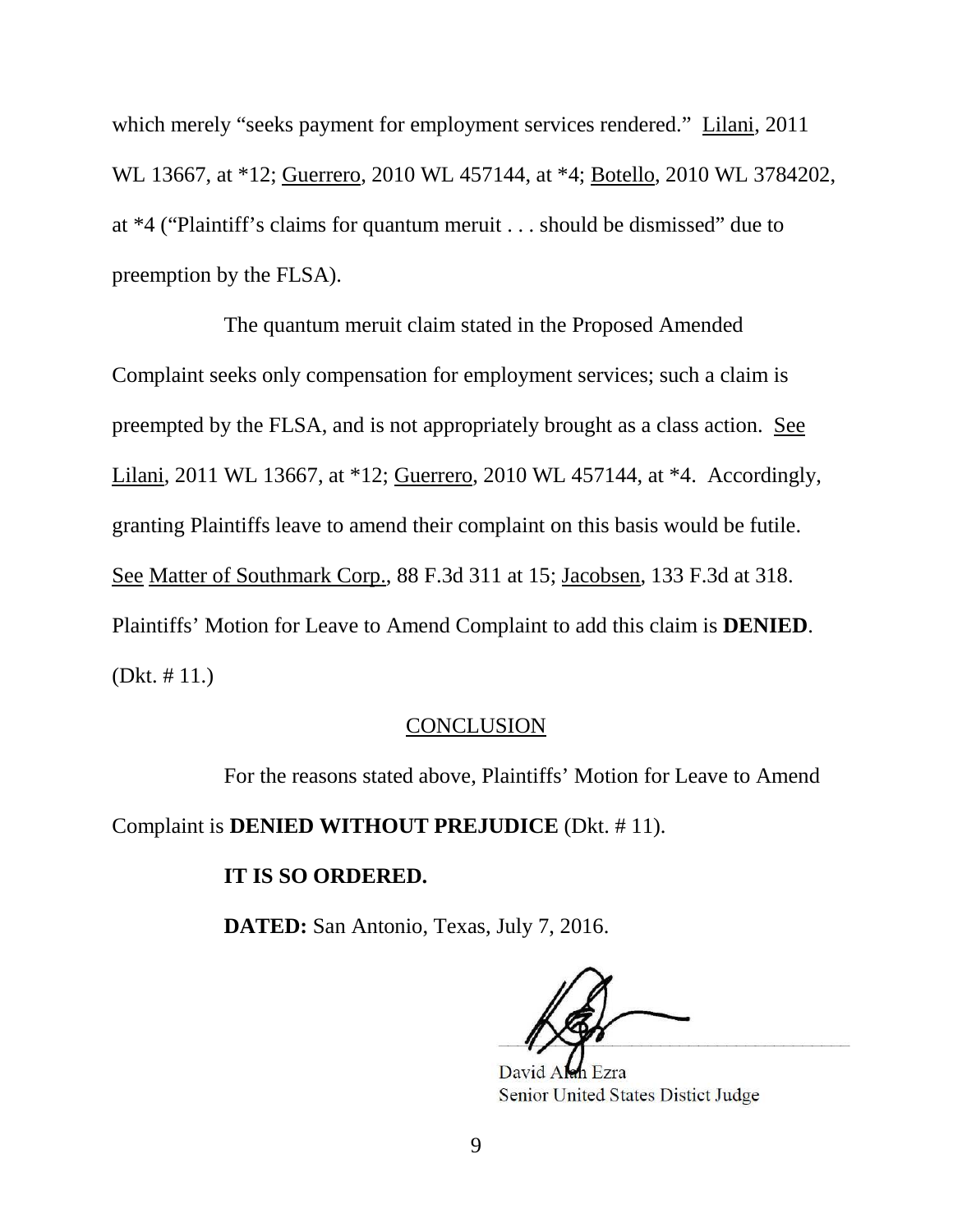which merely "seeks payment for employment services rendered." Lilani, 2011 WL 13667, at *12; Guerrero, 2010 WL 457144, at *4; Botello, 2010 WL 3784202, at *4 ("Plaintiff's claims for quantum meruit . . . should be dismissed" due to preemption by the FLSA).

The quantum meruit claim stated in the Proposed Amended Complaint seeks only compensation for employment services; such a claim is preempted by the FLSA, and is not appropriately brought as a class action. See Lilani, 2011 WL 13667, at *12; Guerrero, 2010 WL 457144, at *4. Accordingly, granting Plaintiffs leave to amend their complaint on this basis would be futile. See Matter of Southmark Corp., 88 F.3d 311 at 15; Jacobsen, 133 F.3d at 318. Plaintiffs' Motion for Leave to Amend Complaint to add this claim is **DENIED**. (Dkt. # 11.)

## CONCLUSION

For the reasons stated above, Plaintiffs' Motion for Leave to Amend Complaint is **DENIED WITHOUT PREJUDICE** (Dkt. # 11).

**IT IS SO ORDERED.**

**DATED:** San Antonio, Texas, July 7, 2016.

David Alan Ezra
Senior United States Distict Judge